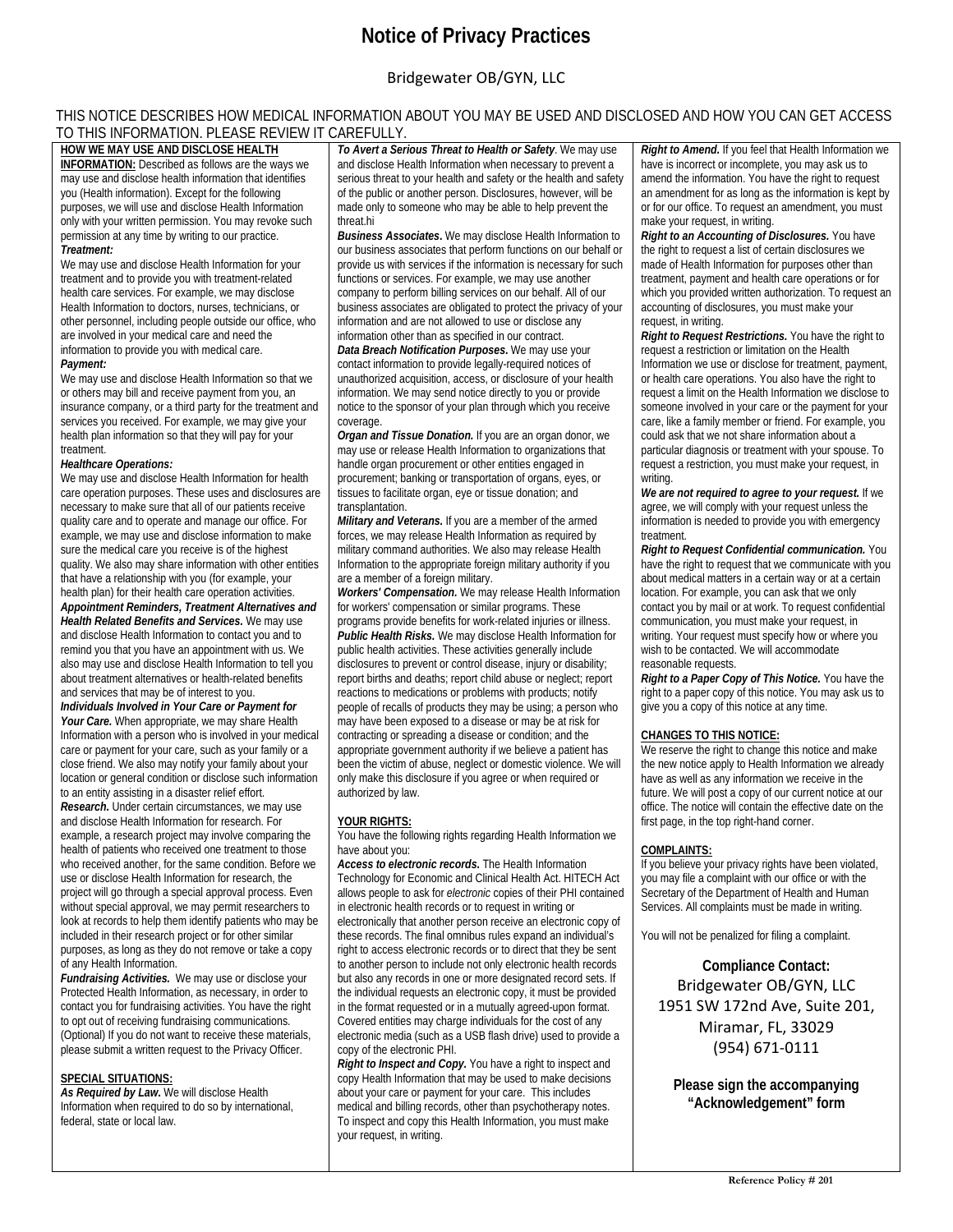# Notice of Privacy Practices

Bridgewater OB/GYN, LLC

THIS NOTICE DESCRIBES HOW MEDICAL INFORMATION ABOUT YOU MAY BE USED AND DISCLOSED AND HOW YOU CAN GET ACCESS TO THIS INFORMATION. PLEASE REVIEW IT CAREFULLY.

**HOW WE MAY USE AND DISCLOSE HEALTH INFORMATION:** Described as follows are the ways we may use and disclose health information that identifies you (Health information). Except for the following purposes, we will use and disclose Health Information only with your written permission. You may revoke such permission at any time by writing to our practice.

***Treatment:***

We may use and disclose Health Information for your treatment and to provide you with treatment-related health care services. For example, we may disclose Health Information to doctors, nurses, technicians, or other personnel, including people outside our office, who are involved in your medical care and need the information to provide you with medical care.

***Payment:***

We may use and disclose Health Information so that we or others may bill and receive payment from you, an insurance company, or a third party for the treatment and services you received. For example, we may give your health plan information so that they will pay for your treatment.

***Healthcare Operations:***

We may use and disclose Health Information for health care operation purposes. These uses and disclosures are necessary to make sure that all of our patients receive quality care and to operate and manage our office. For example, we may use and disclose information to make sure the medical care you receive is of the highest quality. We also may share information with other entities that have a relationship with you (for example, your health plan) for their health care operation activities.

***Appointment Reminders, Treatment Alternatives and Health Related Benefits and Services.*** We may use and disclose Health Information to contact you and to remind you that you have an appointment with us. We also may use and disclose Health Information to tell you about treatment alternatives or health-related benefits and services that may be of interest to you.

***Individuals Involved in Your Care or Payment for Your Care.*** When appropriate, we may share Health Information with a person who is involved in your medical care or payment for your care, such as your family or a close friend. We also may notify your family about your location or general condition or disclose such information to an entity assisting in a disaster relief effort.

***Research.*** Under certain circumstances, we may use and disclose Health Information for research. For example, a research project may involve comparing the health of patients who received one treatment to those who received another, for the same condition. Before we use or disclose Health Information for research, the project will go through a special approval process. Even without special approval, we may permit researchers to look at records to help them identify patients who may be included in their research project or for other similar purposes, as long as they do not remove or take a copy of any Health Information.

***Fundraising Activities.*** We may use or disclose your Protected Health Information, as necessary, in order to contact you for fundraising activities. You have the right to opt out of receiving fundraising communications. (Optional) If you do not want to receive these materials, please submit a written request to the Privacy Officer.

**SPECIAL SITUATIONS:**

***As Required by Law.*** We will disclose Health Information when required to do so by international, federal, state or local law.

***To Avert a Serious Threat to Health or Safety***. We may use and disclose Health Information when necessary to prevent a serious threat to your health and safety or the health and safety of the public or another person. Disclosures, however, will be made only to someone who may be able to help prevent the threat.hi

***Business Associates***. We may disclose Health Information to our business associates that perform functions on our behalf or provide us with services if the information is necessary for such functions or services. For example, we may use another company to perform billing services on our behalf. All of our business associates are obligated to protect the privacy of your information and are not allowed to use or disclose any information other than as specified in our contract.

***Data Breach Notification Purposes.*** We may use your contact information to provide legally-required notices of unauthorized acquisition, access, or disclosure of your health information. We may send notice directly to you or provide notice to the sponsor of your plan through which you receive coverage.

***Organ and Tissue Donation.*** If you are an organ donor, we may use or release Health Information to organizations that handle organ procurement or other entities engaged in procurement; banking or transportation of organs, eyes, or tissues to facilitate organ, eye or tissue donation; and transplantation.

***Military and Veterans.*** If you are a member of the armed forces, we may release Health Information as required by military command authorities. We also may release Health Information to the appropriate foreign military authority if you are a member of a foreign military.

***Workers' Compensation.*** We may release Health Information for workers' compensation or similar programs. These programs provide benefits for work-related injuries or illness.

***Public Health Risks.*** We may disclose Health Information for public health activities. These activities generally include disclosures to prevent or control disease, injury or disability; report births and deaths; report child abuse or neglect; report reactions to medications or problems with products; notify people of recalls of products they may be using; a person who may have been exposed to a disease or may be at risk for contracting or spreading a disease or condition; and the appropriate government authority if we believe a patient has been the victim of abuse, neglect or domestic violence. We will only make this disclosure if you agree or when required or authorized by law.

**YOUR RIGHTS:**

You have the following rights regarding Health Information we have about you:

***Access to electronic records.*** The Health Information Technology for Economic and Clinical Health Act. HITECH Act allows people to ask for *electronic* copies of their PHI contained in electronic health records or to request in writing or electronically that another person receive an electronic copy of these records. The final omnibus rules expand an individual's right to access electronic records or to direct that they be sent to another person to include not only electronic health records but also any records in one or more designated record sets. If the individual requests an electronic copy, it must be provided in the format requested or in a mutually agreed-upon format. Covered entities may charge individuals for the cost of any electronic media (such as a USB flash drive) used to provide a copy of the electronic PHI.

***Right to Inspect and Copy.*** You have a right to inspect and copy Health Information that may be used to make decisions about your care or payment for your care. This includes medical and billing records, other than psychotherapy notes. To inspect and copy this Health Information, you must make your request, in writing.

***Right to Amend.*** If you feel that Health Information we have is incorrect or incomplete, you may ask us to amend the information. You have the right to request an amendment for as long as the information is kept by or for our office. To request an amendment, you must make your request, in writing.

***Right to an Accounting of Disclosures.*** You have the right to request a list of certain disclosures we made of Health Information for purposes other than treatment, payment and health care operations or for which you provided written authorization. To request an accounting of disclosures, you must make your request, in writing.

***Right to Request Restrictions.*** You have the right to request a restriction or limitation on the Health Information we use or disclose for treatment, payment, or health care operations. You also have the right to request a limit on the Health Information we disclose to someone involved in your care or the payment for your care, like a family member or friend. For example, you could ask that we not share information about a particular diagnosis or treatment with your spouse. To request a restriction, you must make your request, in writing.

***We are not required to agree to your request.*** If we agree, we will comply with your request unless the information is needed to provide you with emergency treatment.

***Right to Request Confidential communication.*** You have the right to request that we communicate with you about medical matters in a certain way or at a certain location. For example, you can ask that we only contact you by mail or at work. To request confidential communication, you must make your request, in writing. Your request must specify how or where you wish to be contacted. We will accommodate reasonable requests.

***Right to a Paper Copy of This Notice.*** You have the right to a paper copy of this notice. You may ask us to give you a copy of this notice at any time.

**CHANGES TO THIS NOTICE:**

We reserve the right to change this notice and make the new notice apply to Health Information we already have as well as any information we receive in the future. We will post a copy of our current notice at our office. The notice will contain the effective date on the first page, in the top right-hand corner.

**COMPLAINTS:**

If you believe your privacy rights have been violated, you may file a complaint with our office or with the Secretary of the Department of Health and Human Services. All complaints must be made in writing.

You will not be penalized for filing a complaint.

**Compliance Contact:**
Bridgewater OB/GYN, LLC
1951 SW 172nd Ave, Suite 201,
Miramar, FL, 33029
(954) 671-0111

**Please sign the accompanying "Acknowledgement" form**

Reference Policy # 201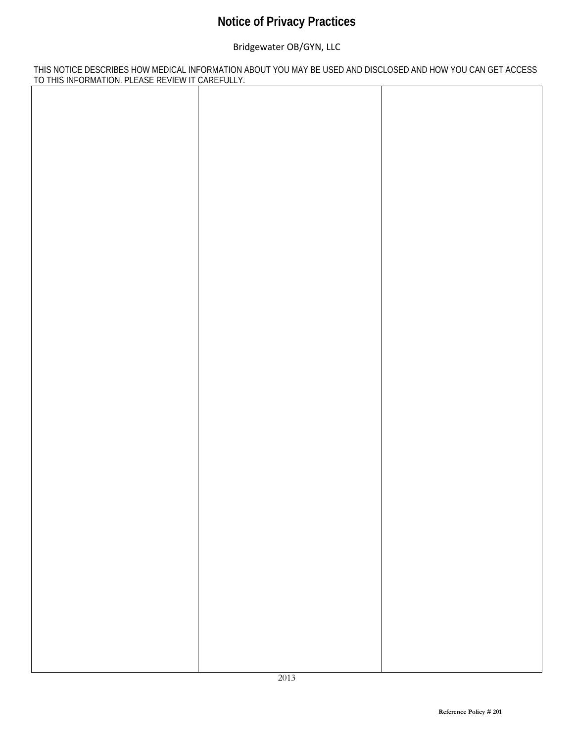# Notice of Privacy Practices

Bridgewater OB/GYN, LLC

THIS NOTICE DESCRIBES HOW MEDICAL INFORMATION ABOUT YOU MAY BE USED AND DISCLOSED AND HOW YOU CAN GET ACCESS TO THIS INFORMATION. PLEASE REVIEW IT CAREFULLY.

2013

Reference Policy # 201